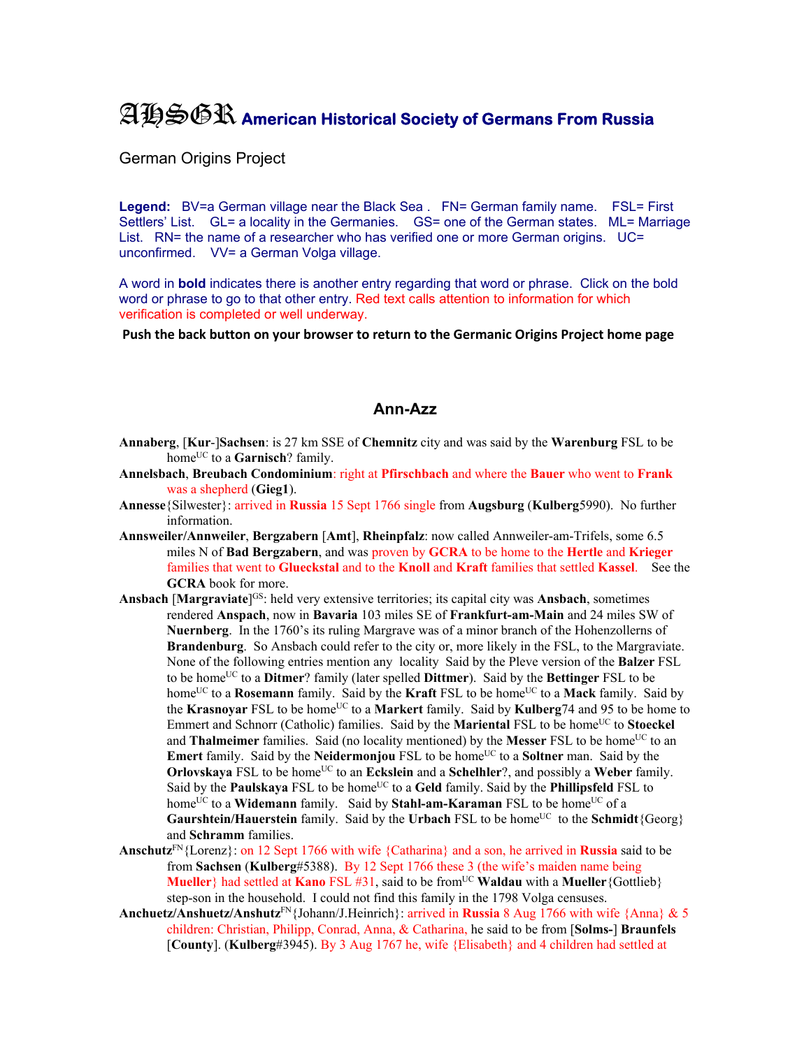# AHSGR American Historical Society of Germans From Russia

German Origins Project

**Legend:** BV=a German village near the Black Sea . FN= German family name. FSL= First Settlers' List. GL= a locality in the Germanies. GS= one of the German states. ML= Marriage List. RN= the name of a researcher who has verified one or more German origins. UC= unconfirmed. VV= a German Volga village.

A word in **bold** indicates there is another entry regarding that word or phrase. Click on the bold word or phrase to go to that other entry. Red text calls attention to information for which verification is completed or well underway.

**Push the back button on your browser to return to the Germanic Origins Project home page**

## Ann-Azz

**Annaberg**, [**Kur**-]**Sachsen**: is 27 km SSE of **Chemnitz** city and was said by the **Warenburg** FSL to be home[UC] to a **Garnisch**? family.

**Annelsbach**, **Breubach Condominium**: right at **Pfirschbach** and where the **Bauer** who went to **Frank** was a shepherd (**Gieg1**).

**Annesse**{Silwester}: arrived in **Russia** 15 Sept 1766 single from **Augsburg** (**Kulberg**5990). No further information.

**Annsweiler/Annweiler**, **Bergzabern** [**Amt**], **Rheinpfalz**: now called Annweiler-am-Trifels, some 6.5 miles N of **Bad Bergzabern**, and was proven by **GCRA** to be home to the **Hertle** and **Krieger** families that went to **Glueckstal** and to the **Knoll** and **Kraft** families that settled **Kassel**. See the **GCRA** book for more.

**Ansbach** [**Margraviate**][GS]: held very extensive territories; its capital city was **Ansbach**, sometimes rendered **Anspach**, now in **Bavaria** 103 miles SE of **Frankfurt-am-Main** and 24 miles SW of **Nuernberg**. In the 1760's its ruling Margrave was of a minor branch of the Hohenzollerns of **Brandenburg**. So Ansbach could refer to the city or, more likely in the FSL, to the Margraviate. None of the following entries mention any locality Said by the Pleve version of the **Balzer** FSL to be home[UC] to a **Ditmer**? family (later spelled **Dittmer**). Said by the **Bettinger** FSL to be home[UC] to a **Rosemann** family. Said by the **Kraft** FSL to be home[UC] to a **Mack** family. Said by the **Krasnoyar** FSL to be home[UC] to a **Markert** family. Said by **Kulberg**74 and 95 to be home to Emmert and Schnorr (Catholic) families. Said by the **Mariental** FSL to be home[UC] to **Stoeckel** and **Thalmeimer** families. Said (no locality mentioned) by the **Messer** FSL to be home[UC] to an **Emert** family. Said by the **Neidermonjou** FSL to be home[UC] to a **Soltner** man. Said by the **Orlovskaya** FSL to be home[UC] to an **Eckslein** and a **Schelhler**?, and possibly a **Weber** family. Said by the **Paulskaya** FSL to be home[UC] to a **Geld** family. Said by the **Phillipsfeld** FSL to home[UC] to a **Widemann** family. Said by **Stahl-am-Karaman** FSL to be home[UC] of a **Gaurshtein/Hauerstein** family. Said by the **Urbach** FSL to be home[UC] to the **Schmidt**{Georg} and **Schramm** families.

**Anschutz**[FN]{Lorenz}: on 12 Sept 1766 with wife {Catharina} and a son, he arrived in **Russia** said to be from **Sachsen** (**Kulberg**#5388). By 12 Sept 1766 these 3 (the wife's maiden name being **Mueller**} had settled at **Kano** FSL #31, said to be from[UC] **Waldau** with a **Mueller**{Gottlieb} step-son in the household. I could not find this family in the 1798 Volga censuses.

**Anchuetz/Anshuetz/Anshutz**[FN]{Johann/J.Heinrich}: arrived in **Russia** 8 Aug 1766 with wife {Anna} & 5 children: Christian, Philipp, Conrad, Anna, & Catharina, he said to be from [**Solms-**] **Braunfels** [**County**]. (**Kulberg**#3945). By 3 Aug 1767 he, wife {Elisabeth} and 4 children had settled at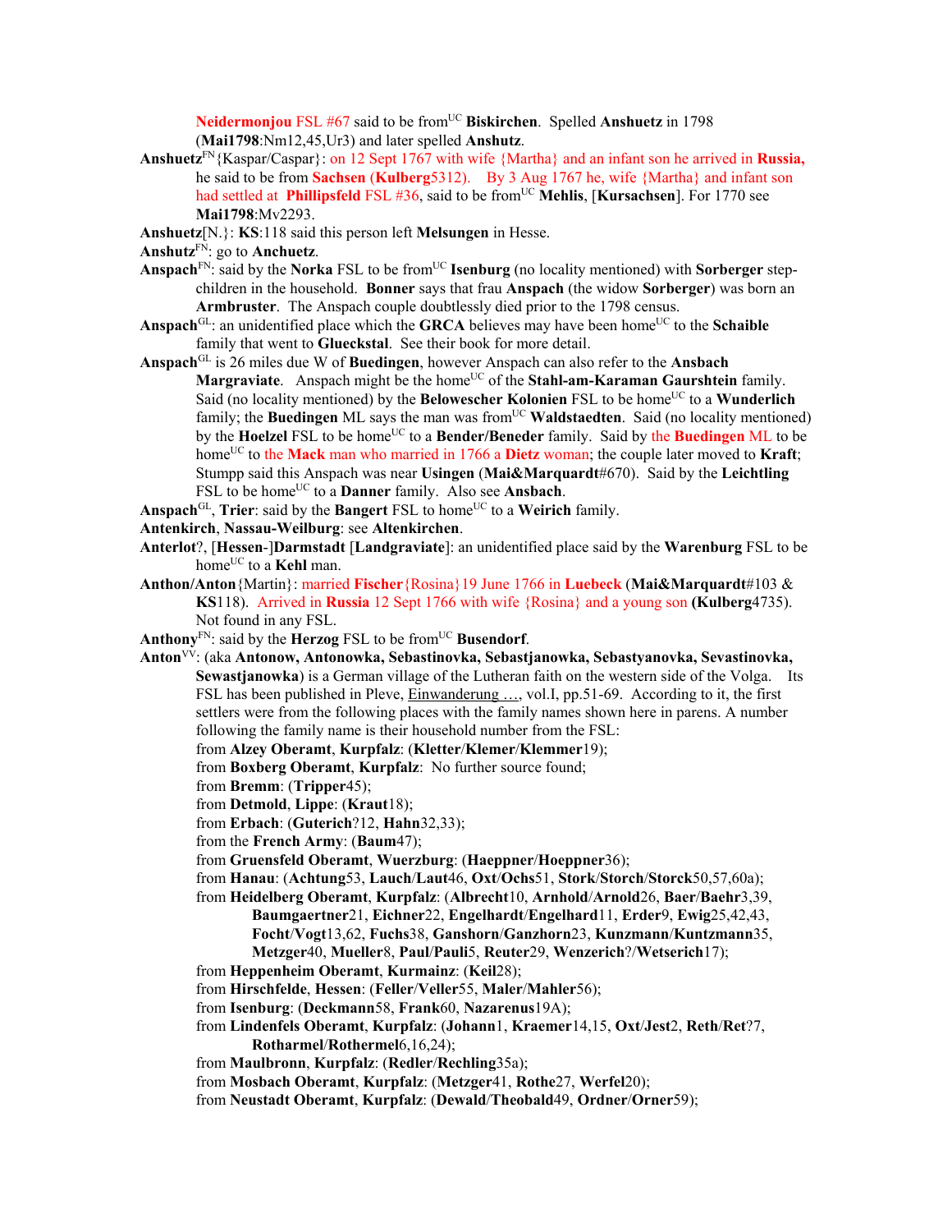**Neidermonjou** FSL #67 said to be from[UC] **Biskirchen**. Spelled **Anshuetz** in 1798 (**Mai1798**:Nm12,45,Ur3) and later spelled **Anshutz**.

**Anshuetz**[FN]{Kaspar/Caspar}: on 12 Sept 1767 with wife {Martha} and an infant son he arrived in **Russia,** he said to be from **Sachsen** (**Kulberg**5312). By 3 Aug 1767 he, wife {Martha} and infant son had settled at **Phillipsfeld** FSL #36, said to be from[UC] **Mehlis**, [**Kursachsen**]. For 1770 see **Mai1798**:Mv2293.

**Anshuetz**[N.}: **KS**:118 said this person left **Melsungen** in Hesse.

**Anshutz**[FN]: go to **Anchuetz**.

**Anspach**[FN]: said by the **Norka** FSL to be from[UC] **Isenburg** (no locality mentioned) with **Sorberger** step-children in the household. **Bonner** says that frau **Anspach** (the widow **Sorberger**) was born an **Armbruster**. The Anspach couple doubtlessly died prior to the 1798 census.

**Anspach**[GL]: an unidentified place which the **GRCA** believes may have been home[UC] to the **Schaible** family that went to **Glueckstal**. See their book for more detail.

**Anspach**[GL] is 26 miles due W of **Buedingen**, however Anspach can also refer to the **Ansbach Margraviate**. Anspach might be the home[UC] of the **Stahl-am-Karaman Gaurshtein** family. Said (no locality mentioned) by the **Belowescher Kolonien** FSL to be home[UC] to a **Wunderlich** family; the **Buedingen** ML says the man was from[UC] **Waldstaedten**. Said (no locality mentioned) by the **Hoelzel** FSL to be home[UC] to a **Bender/Beneder** family. Said by the **Buedingen** ML to be home[UC] to the **Mack** man who married in 1766 a **Dietz** woman; the couple later moved to **Kraft**; Stumpp said this Anspach was near **Usingen** (**Mai&Marquardt**#670). Said by the **Leichtling** FSL to be home[UC] to a **Danner** family. Also see **Ansbach**.

**Anspach**[GL], **Trier**: said by the **Bangert** FSL to home[UC] to a **Weirich** family.

**Antenkirch**, **Nassau-Weilburg**: see **Altenkirchen**.

**Anterlot**?, [**Hessen**-]**Darmstadt** [**Landgraviate**]: an unidentified place said by the **Warenburg** FSL to be home[UC] to a **Kehl** man.

**Anthon/Anton**{Martin}: married **Fischer**{Rosina}19 June 1766 in **Luebeck** (**Mai&Marquardt**#103 & **KS**118). Arrived in **Russia** 12 Sept 1766 with wife {Rosina} and a young son (**Kulberg**4735). Not found in any FSL.

**Anthony**[FN]: said by the **Herzog** FSL to be from[UC] **Busendorf**.

**Anton**[VV]: (aka **Antonow, Antonowka, Sebastinovka, Sebastjanowka, Sebastyanovka, Sevastinovka, Sewastjanowka**) is a German village of the Lutheran faith on the western side of the Volga. Its FSL has been published in Pleve, Einwanderung …, vol.I, pp.51-69. According to it, the first settlers were from the following places with the family names shown here in parens. A number following the family name is their household number from the FSL:

from **Alzey Oberamt**, **Kurpfalz**: (**Kletter**/**Klemer**/**Klemmer**19);

from **Boxberg Oberamt**, **Kurpfalz**: No further source found;

from **Bremm**: (**Tripper**45);

from **Detmold**, **Lippe**: (**Kraut**18);

from **Erbach**: (**Guterich**?12, **Hahn**32,33);

from the **French Army**: (**Baum**47);

from **Gruensfeld Oberamt**, **Wuerzburg**: (**Haeppner**/**Hoeppner**36);

from **Hanau**: (**Achtung**53, **Lauch**/**Laut**46, **Oxt**/**Ochs**51, **Stork**/**Storch**/**Storck**50,57,60a);

from **Heidelberg Oberamt**, **Kurpfalz**: (**Albrecht**10, **Arnhold**/**Arnold**26, **Baer**/**Baehr**3,39, **Baumgaertner**21, **Eichner**22, **Engelhardt**/**Engelhard**11, **Erder**9, **Ewig**25,42,43, **Focht**/**Vogt**13,62, **Fuchs**38, **Ganshorn**/**Ganzhorn**23, **Kunzmann**/**Kuntzmann**35, **Metzger**40, **Mueller**8, **Paul**/**Pauli**5, **Reuter**29, **Wenzerich**?/**Wetserich**17);

from **Heppenheim Oberamt**, **Kurmainz**: (**Keil**28);

from **Hirschfelde**, **Hessen**: (**Feller**/**Veller**55, **Maler**/**Mahler**56);

from **Isenburg**: (**Deckmann**58, **Frank**60, **Nazarenus**19A);

from **Lindenfels Oberamt**, **Kurpfalz**: (**Johann**1, **Kraemer**14,15, **Oxt**/**Jest**2, **Reth**/**Ret**?7, **Rotharmel**/**Rothermel**6,16,24);

from **Maulbronn**, **Kurpfalz**: (**Redler**/**Rechling**35a);

from **Mosbach Oberamt**, **Kurpfalz**: (**Metzger**41, **Rothe**27, **Werfel**20);

from **Neustadt Oberamt**, **Kurpfalz**: (**Dewald**/**Theobald**49, **Ordner**/**Orner**59);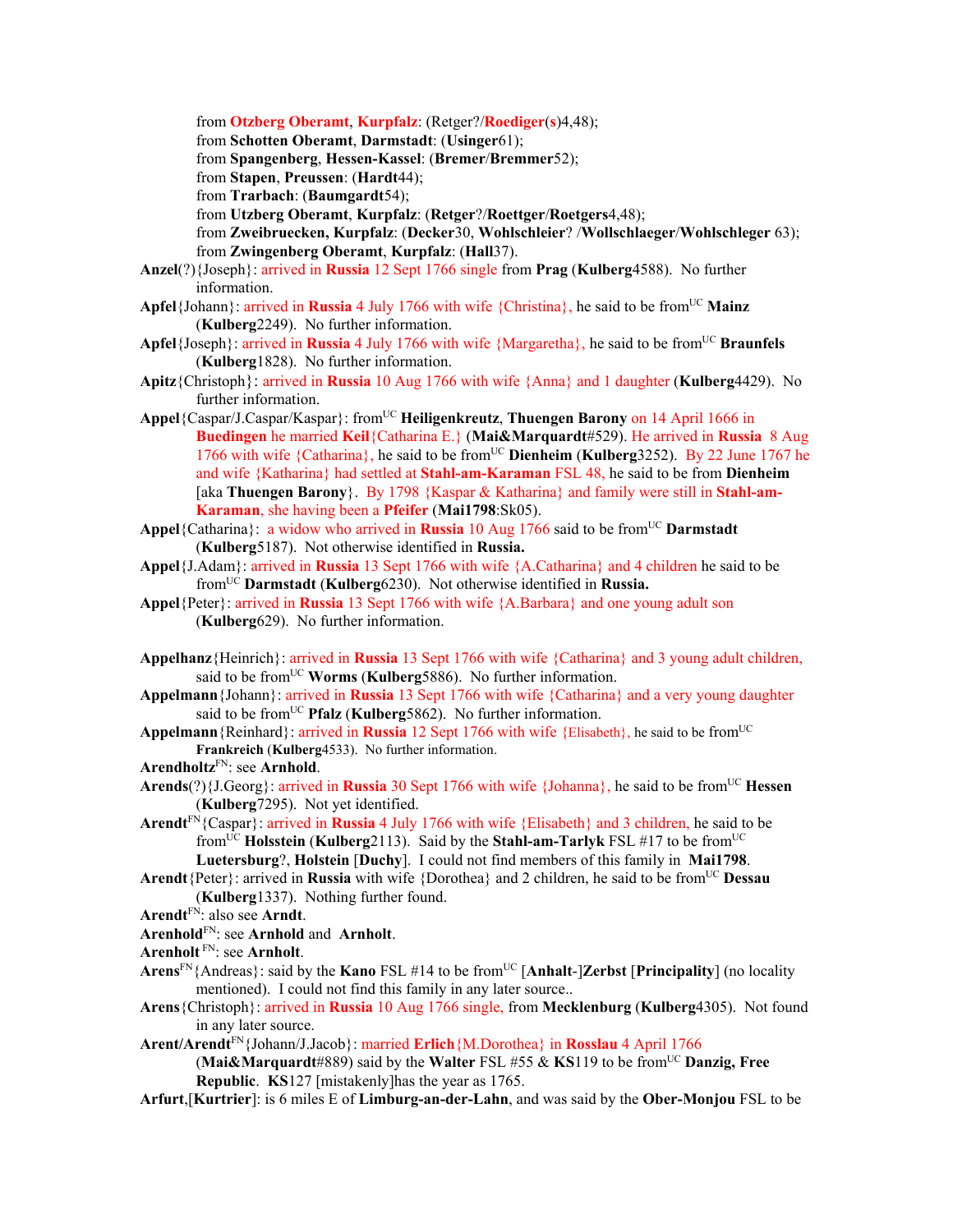from **Otzberg Oberamt**, **Kurpfalz**: (Retger?/**Roediger**(**s**)4,48);
from **Schotten Oberamt**, **Darmstadt**: (**Usinger**61);
from **Spangenberg**, **Hessen-Kassel**: (**Bremer**/**Bremmer**52);
from **Stapen**, **Preussen**: (**Hardt**44);
from **Trarbach**: (**Baumgardt**54);
from **Utzberg Oberamt**, **Kurpfalz**: (**Retger**?/**Roettger**/**Roetgers**4,48);
from **Zweibruecken, Kurpfalz**: (**Decker**30, **Wohlschleier**? /**Wollschlaeger**/**Wohlschleger** 63);
from **Zwingenberg Oberamt**, **Kurpfalz**: (**Hall**37).

**Anzel**(?){Joseph}: arrived in **Russia** 12 Sept 1766 single from **Prag** (**Kulberg**4588). No further information.

**Apfel**{Johann}: arrived in **Russia** 4 July 1766 with wife {Christina}, he said to be from[UC] **Mainz** (**Kulberg**2249). No further information.

**Apfel**{Joseph}: arrived in **Russia** 4 July 1766 with wife {Margaretha}, he said to be from[UC] **Braunfels** (**Kulberg**1828). No further information.

**Apitz**{Christoph}: arrived in **Russia** 10 Aug 1766 with wife {Anna} and 1 daughter (**Kulberg**4429). No further information.

**Appel**{Caspar/J.Caspar/Kaspar}: from[UC] **Heiligenkreutz**, **Thuengen Barony** on 14 April 1666 in **Buedingen** he married **Keil**{Catharina E.} (**Mai&Marquardt**#529). He arrived in **Russia** 8 Aug 1766 with wife {Catharina}, he said to be from[UC] **Dienheim** (**Kulberg**3252). By 22 June 1767 he and wife {Katharina} had settled at **Stahl-am-Karaman** FSL 48, he said to be from **Dienheim** [aka **Thuengen Barony**}. By 1798 {Kaspar & Katharina} and family were still in **Stahl-am-Karaman**, she having been a **Pfeifer** (**Mai1798**:Sk05).

**Appel**{Catharina}: a widow who arrived in **Russia** 10 Aug 1766 said to be from[UC] **Darmstadt** (**Kulberg**5187). Not otherwise identified in **Russia.**

**Appel**{J.Adam}: arrived in **Russia** 13 Sept 1766 with wife {A.Catharina} and 4 children he said to be from[UC] **Darmstadt** (**Kulberg**6230). Not otherwise identified in **Russia.**

**Appel**{Peter}: arrived in **Russia** 13 Sept 1766 with wife {A.Barbara} and one young adult son (**Kulberg**629). No further information.

**Appelhanz**{Heinrich}: arrived in **Russia** 13 Sept 1766 with wife {Catharina} and 3 young adult children, said to be from[UC] **Worms** (**Kulberg**5886). No further information.

**Appelmann**{Johann}: arrived in **Russia** 13 Sept 1766 with wife {Catharina} and a very young daughter said to be from[UC] **Pfalz** (**Kulberg**5862). No further information.

**Appelmann**{Reinhard}: arrived in **Russia** 12 Sept 1766 with wife {Elisabeth}, he said to be from[UC] **Frankreich** (**Kulberg**4533). No further information.

**Arendholtz**[FN]: see **Arnhold**.

**Arends**(?){J.Georg}: arrived in **Russia** 30 Sept 1766 with wife {Johanna}, he said to be from[UC] **Hessen** (**Kulberg**7295). Not yet identified.

**Arendt**[FN]{Caspar}: arrived in **Russia** 4 July 1766 with wife {Elisabeth} and 3 children, he said to be from[UC] **Holsstein** (**Kulberg**2113). Said by the **Stahl-am-Tarlyk** FSL #17 to be from[UC] **Luetersburg**?, **Holstein** [**Duchy**]. I could not find members of this family in **Mai1798**.

**Arendt**{Peter}: arrived in **Russia** with wife {Dorothea} and 2 children, he said to be from[UC] **Dessau** (**Kulberg**1337). Nothing further found.

**Arendt**[FN]: also see **Arndt**.

**Arenhold**[FN]: see **Arnhold** and **Arnholt**.

**Arenholt** [FN]: see **Arnholt**.

**Arens**[FN]{Andreas}: said by the **Kano** FSL #14 to be from[UC] [**Anhalt**-]**Zerbst** [**Principality**] (no locality mentioned). I could not find this family in any later source..

**Arens**{Christoph}: arrived in **Russia** 10 Aug 1766 single, from **Mecklenburg** (**Kulberg**4305). Not found in any later source.

**Arent/Arendt**[FN]{Johann/J.Jacob}: married **Erlich**{M.Dorothea} in **Rosslau** 4 April 1766 (**Mai&Marquardt**#889) said by the **Walter** FSL #55 & **KS**119 to be from[UC] **Danzig, Free Republic**. **KS**127 [mistakenly]has the year as 1765.

**Arfurt**,[**Kurtrier**]: is 6 miles E of **Limburg-an-der-Lahn**, and was said by the **Ober-Monjou** FSL to be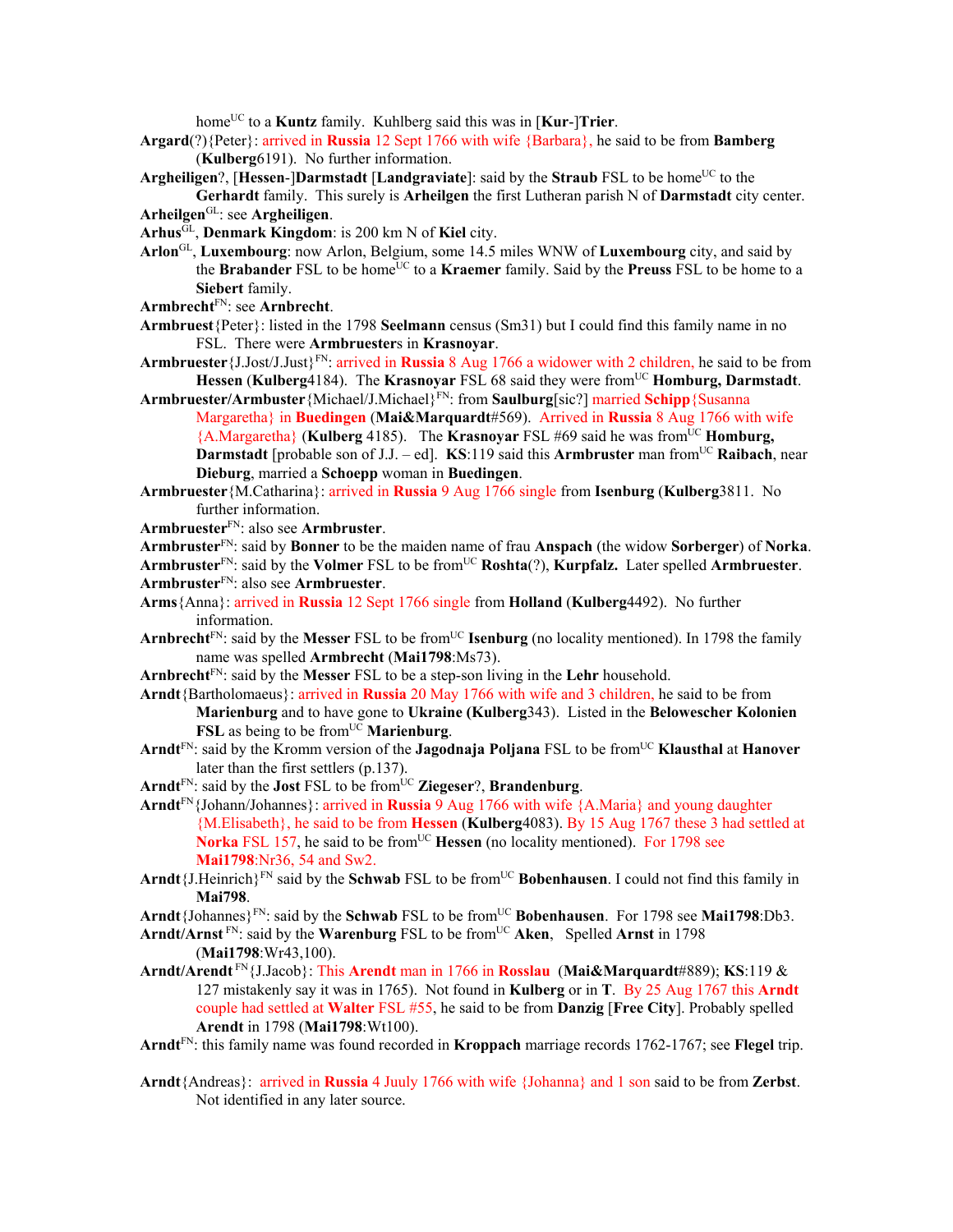home[UC] to a **Kuntz** family. Kuhlberg said this was in [**Kur**-]**Trier**.

**Argard**(?){Peter}: arrived in **Russia** 12 Sept 1766 with wife {Barbara}, he said to be from **Bamberg** (**Kulberg**6191). No further information.

**Argheiligen**?, [**Hessen**-]**Darmstadt** [**Landgraviate**]: said by the **Straub** FSL to be home[UC] to the **Gerhardt** family. This surely is **Arheilgen** the first Lutheran parish N of **Darmstadt** city center.

**Arheilgen**[GL]: see **Argheiligen**.

**Arhus**[GL], **Denmark Kingdom**: is 200 km N of **Kiel** city.

**Arlon**[GL], **Luxembourg**: now Arlon, Belgium, some 14.5 miles WNW of **Luxembourg** city, and said by the **Brabander** FSL to be home[UC] to a **Kraemer** family. Said by the **Preuss** FSL to be home to a **Siebert** family.

**Armbrecht**[FN]: see **Arnbrecht**.

**Armbruest**{Peter}: listed in the 1798 **Seelmann** census (Sm31) but I could find this family name in no FSL. There were **Armbruester**s in **Krasnoyar**.

**Armbruester**{J.Jost/J.Just}[FN]: arrived in **Russia** 8 Aug 1766 a widower with 2 children, he said to be from **Hessen** (**Kulberg**4184). The **Krasnoyar** FSL 68 said they were from[UC] **Homburg, Darmstadt**.

**Armbruester/Armbuster**{Michael/J.Michael}[FN]: from **Saulburg**[sic?] married **Schipp**{Susanna Margaretha} in **Buedingen** (**Mai&Marquardt**#569). Arrived in **Russia** 8 Aug 1766 with wife {A.Margaretha} (**Kulberg** 4185). The **Krasnoyar** FSL #69 said he was from[UC] **Homburg, Darmstadt** [probable son of J.J. – ed]. **KS**:119 said this **Armbruster** man from[UC] **Raibach**, near **Dieburg**, married a **Schoepp** woman in **Buedingen**.

**Armbruester**{M.Catharina}: arrived in **Russia** 9 Aug 1766 single from **Isenburg** (**Kulberg**3811. No further information.

**Armbruester**[FN]: also see **Armbruster**.

**Armbruster**[FN]: said by **Bonner** to be the maiden name of frau **Anspach** (the widow **Sorberger**) of **Norka**.

**Armbruster**[FN]: said by the **Volmer** FSL to be from[UC] **Roshta**(?), **Kurpfalz.** Later spelled **Armbruester**.

**Armbruster**[FN]: also see **Armbruester**.

**Arms**{Anna}: arrived in **Russia** 12 Sept 1766 single from **Holland** (**Kulberg**4492). No further information.

**Arnbrecht**[FN]: said by the **Messer** FSL to be from[UC] **Isenburg** (no locality mentioned). In 1798 the family name was spelled **Armbrecht** (**Mai1798**:Ms73).

**Arnbrecht**[FN]: said by the **Messer** FSL to be a step-son living in the **Lehr** household.

**Arndt**{Bartholomaeus}: arrived in **Russia** 20 May 1766 with wife and 3 children, he said to be from **Marienburg** and to have gone to **Ukraine** (**Kulberg**343). Listed in the **Belowescher Kolonien FSL** as being to be from[UC] **Marienburg**.

**Arndt**[FN]: said by the Kromm version of the **Jagodnaja Poljana** FSL to be from[UC] **Klausthal** at **Hanover** later than the first settlers (p.137).

**Arndt**[FN]: said by the **Jost** FSL to be from[UC] **Ziegeser**?, **Brandenburg**.

**Arndt**[FN]{Johann/Johannes}: arrived in **Russia** 9 Aug 1766 with wife {A.Maria} and young daughter {M.Elisabeth}, he said to be from **Hessen** (**Kulberg**4083). By 15 Aug 1767 these 3 had settled at **Norka** FSL 157, he said to be from[UC] **Hessen** (no locality mentioned). For 1798 see **Mai1798**:Nr36, 54 and Sw2.

**Arndt**{J.Heinrich}[FN] said by the **Schwab** FSL to be from[UC] **Bobenhausen**. I could not find this family in **Mai798**.

**Arndt**{Johannes}[FN]: said by the **Schwab** FSL to be from[UC] **Bobenhausen**. For 1798 see **Mai1798**:Db3.

**Arndt/Arnst**[FN]: said by the **Warenburg** FSL to be from[UC] **Aken**, Spelled **Arnst** in 1798 (**Mai1798**:Wr43,100).

**Arndt/Arendt**[FN]{J.Jacob}: This **Arendt** man in 1766 in **Rosslau** (**Mai&Marquardt**#889); **KS**:119 & 127 mistakenly say it was in 1765). Not found in **Kulberg** or in **T**. By 25 Aug 1767 this **Arndt** couple had settled at **Walter** FSL #55, he said to be from **Danzig** [**Free City**]. Probably spelled **Arendt** in 1798 (**Mai1798**:Wt100).

**Arndt**[FN]: this family name was found recorded in **Kroppach** marriage records 1762-1767; see **Flegel** trip.

**Arndt**{Andreas}: arrived in **Russia** 4 Juuly 1766 with wife {Johanna} and 1 son said to be from **Zerbst**. Not identified in any later source.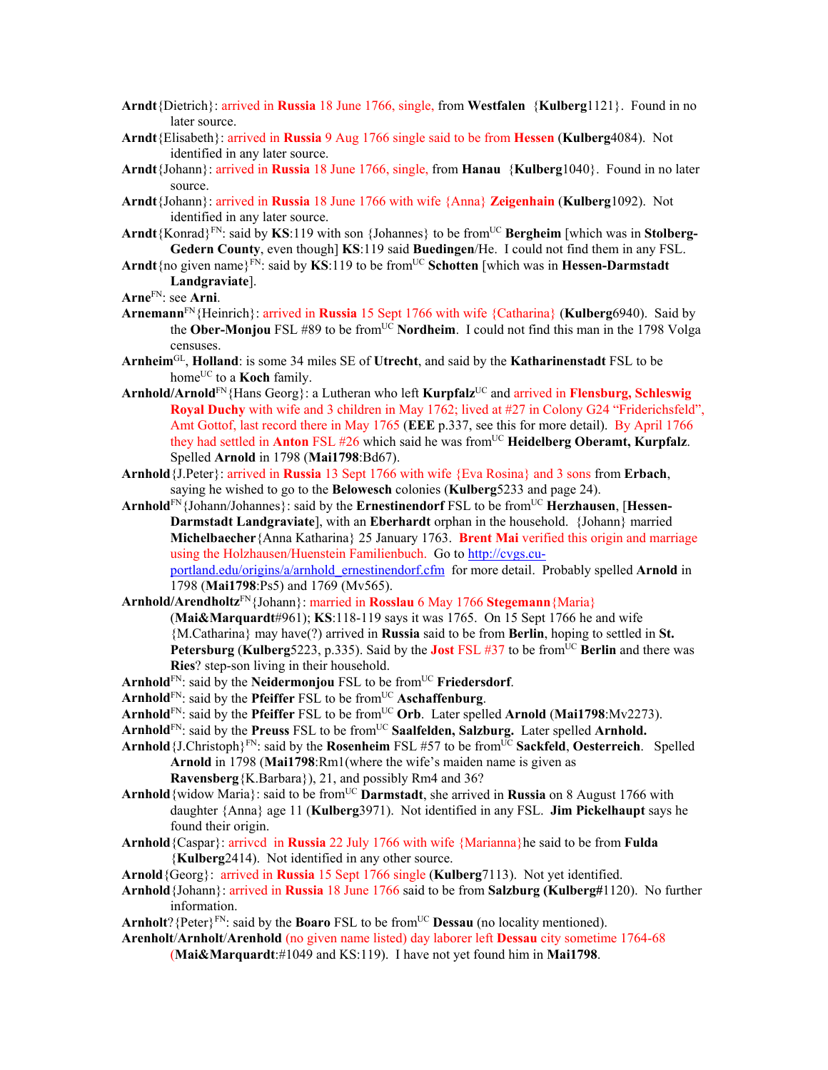**Arndt**{Dietrich}: arrived in **Russia** 18 June 1766, single, from **Westfalen** {**Kulberg**1121}. Found in no later source.

**Arndt**{Elisabeth}: arrived in **Russia** 9 Aug 1766 single said to be from **Hessen** (**Kulberg**4084). Not identified in any later source.

**Arndt**{Johann}: arrived in **Russia** 18 June 1766, single, from **Hanau** {**Kulberg**1040}. Found in no later source.

**Arndt**{Johann}: arrived in **Russia** 18 June 1766 with wife {Anna} **Zeigenhain** (**Kulberg**1092). Not identified in any later source.

**Arndt**{Konrad}[FN]: said by **KS**:119 with son {Johannes} to be from[UC] **Bergheim** [which was in **Stolberg-Gedern County**, even though] **KS**:119 said **Buedingen**/He. I could not find them in any FSL.

**Arndt**{no given name}[FN]: said by **KS**:119 to be from[UC] **Schotten** [which was in **Hessen-Darmstadt Landgraviate**].

**Arne**[FN]: see **Arni**.

**Arnemann**[FN]{Heinrich}: arrived in **Russia** 15 Sept 1766 with wife {Catharina} (**Kulberg**6940). Said by the **Ober-Monjou** FSL #89 to be from[UC] **Nordheim**. I could not find this man in the 1798 Volga censuses.

**Arnheim**[GL], **Holland**: is some 34 miles SE of **Utrecht**, and said by the **Katharinenstadt** FSL to be home[UC] to a **Koch** family.

**Arnhold/Arnold**[FN]{Hans Georg}: a Lutheran who left **Kurpfalz**[UC] and arrived in **Flensburg, Schleswig Royal Duchy** with wife and 3 children in May 1762; lived at #27 in Colony G24 "Friderichsfeld", Amt Gottof, last record there in May 1765 (**EEE** p.337, see this for more detail). By April 1766 they had settled in **Anton** FSL #26 which said he was from[UC] **Heidelberg Oberamt, Kurpfalz**. Spelled **Arnold** in 1798 (**Mai1798**:Bd67).

**Arnhold**{J.Peter}: arrived in **Russia** 13 Sept 1766 with wife {Eva Rosina} and 3 sons from **Erbach**, saying he wished to go to the **Belowesch** colonies (**Kulberg**5233 and page 24).

**Arnhold**[FN]{Johann/Johannes}: said by the **Ernestinendorf** FSL to be from[UC] **Herzhausen**, [**Hessen-Darmstadt Landgraviate**], with an **Eberhardt** orphan in the household. {Johann} married **Michelbaecher**{Anna Katharina} 25 January 1763. **Brent Mai** verified this origin and marriage using the Holzhausen/Huenstein Familienbuch. Go to http://cvgs.cu-portland.edu/origins/a/arnhold_ernestinendorf.cfm for more detail. Probably spelled **Arnold** in 1798 (**Mai1798**:Ps5) and 1769 (Mv565).

**Arnhold/Arendholtz**[FN]{Johann}: married in **Rosslau** 6 May 1766 **Stegemann**{Maria} (**Mai&Marquardt**#961); **KS**:118-119 says it was 1765. On 15 Sept 1766 he and wife {M.Catharina} may have(?) arrived in **Russia** said to be from **Berlin**, hoping to settled in **St. Petersburg** (**Kulberg**5223, p.335). Said by the **Jost** FSL #37 to be from[UC] **Berlin** and there was **Ries**? step-son living in their household.

**Arnhold**[FN]: said by the **Neidermonjou** FSL to be from[UC] **Friedersdorf**.

**Arnhold**[FN]: said by the **Pfeiffer** FSL to be from[UC] **Aschaffenburg**.

**Arnhold**[FN]: said by the **Pfeiffer** FSL to be from[UC] **Orb**. Later spelled **Arnold** (**Mai1798**:Mv2273).

**Arnhold**[FN]: said by the **Preuss** FSL to be from[UC] **Saalfelden, Salzburg.** Later spelled **Arnhold.**

**Arnhold**{J.Christoph}[FN]: said by the **Rosenheim** FSL #57 to be from[UC] **Sackfeld**, **Oesterreich**. Spelled **Arnold** in 1798 (**Mai1798**:Rm1(where the wife's maiden name is given as **Ravensberg**{K.Barbara}), 21, and possibly Rm4 and 36?

**Arnhold**{widow Maria}: said to be from[UC] **Darmstadt**, she arrived in **Russia** on 8 August 1766 with daughter {Anna} age 11 (**Kulberg**3971). Not identified in any FSL. **Jim Pickelhaupt** says he found their origin.

**Arnhold**{Caspar}: arrivcd in **Russia** 22 July 1766 with wife {Marianna}he said to be from **Fulda** {**Kulberg**2414). Not identified in any other source.

**Arnold**{Georg}: arrived in **Russia** 15 Sept 1766 single (**Kulberg**7113). Not yet identified.

**Arnhold**{Johann}: arrived in **Russia** 18 June 1766 said to be from **Salzburg (Kulberg#**1120). No further information.

**Arnholt**?{Peter}[FN]: said by the **Boaro** FSL to be from[UC] **Dessau** (no locality mentioned).

**Arenholt**/**Arnholt**/**Arenhold** (no given name listed) day laborer left **Dessau** city sometime 1764-68 (**Mai&Marquardt**:#1049 and KS:119). I have not yet found him in **Mai1798**.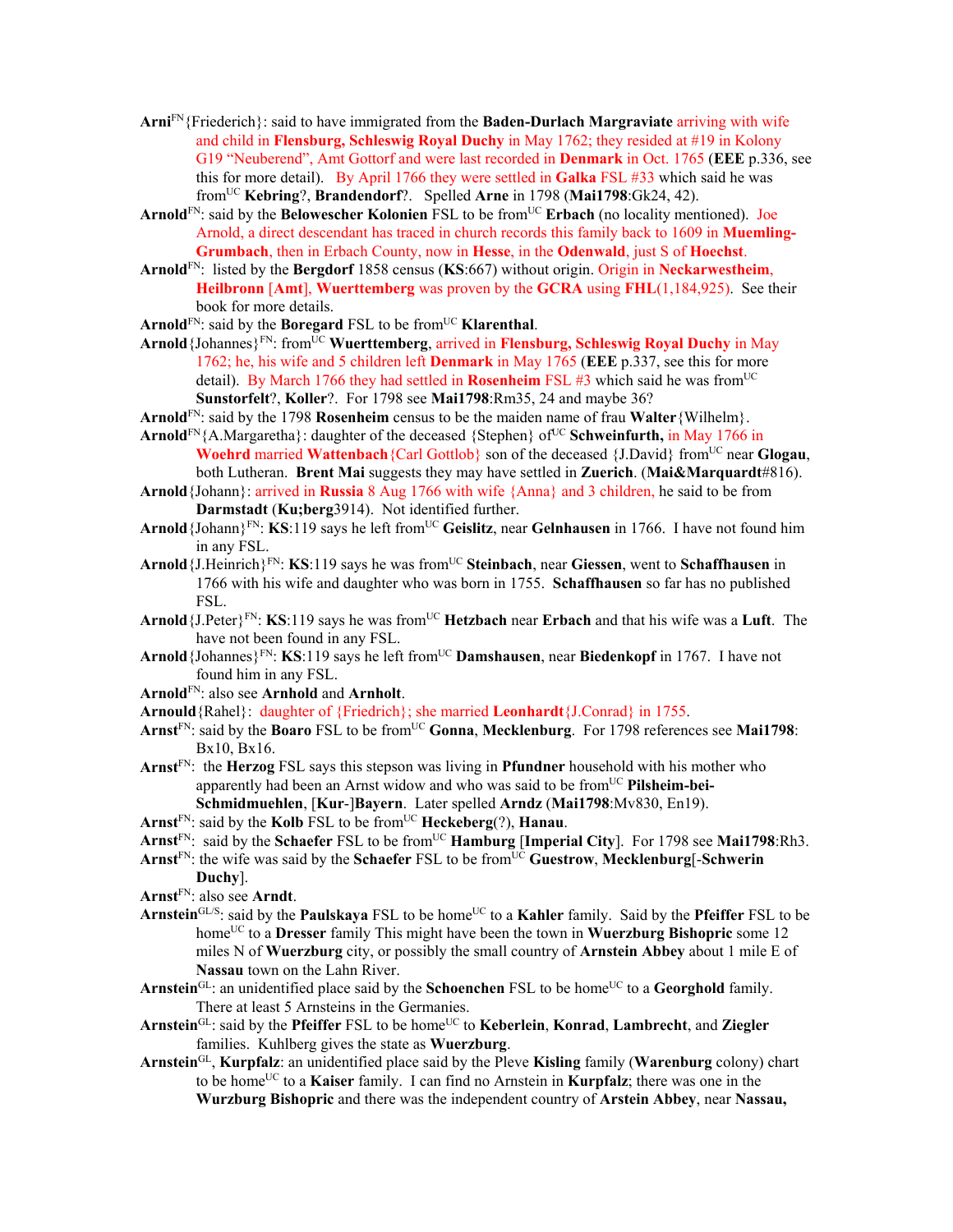**Arni**[FN]{Friederich}: said to have immigrated from the **Baden-Durlach Margraviate** arriving with wife and child in **Flensburg, Schleswig Royal Duchy** in May 1762; they resided at #19 in Kolony G19 "Neuberend", Amt Gottorf and were last recorded in **Denmark** in Oct. 1765 (**EEE** p.336, see this for more detail). By April 1766 they were settled in **Galka** FSL #33 which said he was from[UC] **Kebring**?, **Brandendorf**?. Spelled **Arne** in 1798 (**Mai1798**:Gk24, 42).

**Arnold**[FN]: said by the **Belowescher Kolonien** FSL to be from[UC] **Erbach** (no locality mentioned). Joe Arnold, a direct descendant has traced in church records this family back to 1609 in **Muemling-Grumbach**, then in Erbach County, now in **Hesse**, in the **Odenwald**, just S of **Hoechst**.

**Arnold**[FN]: listed by the **Bergdorf** 1858 census (**KS**:667) without origin. Origin in **Neckarwestheim**, **Heilbronn** [**Amt**], **Wuerttemberg** was proven by the **GCRA** using **FHL**(1,184,925). See their book for more details.

**Arnold**[FN]: said by the **Boregard** FSL to be from[UC] **Klarenthal**.

**Arnold**{Johannes}[FN]: from[UC] **Wuerttemberg**, arrived in **Flensburg, Schleswig Royal Duchy** in May 1762; he, his wife and 5 children left **Denmark** in May 1765 (**EEE** p.337, see this for more detail). By March 1766 they had settled in **Rosenheim** FSL #3 which said he was from[UC] **Sunstorfelt**?, **Koller**?. For 1798 see **Mai1798**:Rm35, 24 and maybe 36?

**Arnold**[FN]: said by the 1798 **Rosenheim** census to be the maiden name of frau **Walter**{Wilhelm}.

**Arnold**[FN]{A.Margaretha}: daughter of the deceased {Stephen} of[UC] **Schweinfurth,** in May 1766 in **Woehrd** married **Wattenbach**{Carl Gottlob} son of the deceased {J.David} from[UC] near **Glogau**, both Lutheran. **Brent Mai** suggests they may have settled in **Zuerich**. (**Mai&Marquardt**#816).

**Arnold**{Johann}: arrived in **Russia** 8 Aug 1766 with wife {Anna} and 3 children, he said to be from **Darmstadt** (**Ku;berg**3914). Not identified further.

**Arnold**{Johann}[FN]: **KS**:119 says he left from[UC] **Geislitz**, near **Gelnhausen** in 1766. I have not found him in any FSL.

**Arnold**{J.Heinrich}[FN]: **KS**:119 says he was from[UC] **Steinbach**, near **Giessen**, went to **Schaffhausen** in 1766 with his wife and daughter who was born in 1755. **Schaffhausen** so far has no published FSL.

**Arnold**{J.Peter}[FN]: **KS**:119 says he was from[UC] **Hetzbach** near **Erbach** and that his wife was a **Luft**. The have not been found in any FSL.

**Arnold**{Johannes}[FN]: **KS**:119 says he left from[UC] **Damshausen**, near **Biedenkopf** in 1767. I have not found him in any FSL.

**Arnold**[FN]: also see **Arnhold** and **Arnholt**.

**Arnould**{Rahel}: daughter of {Friedrich}; she married **Leonhardt**{J.Conrad} in 1755.

**Arnst**[FN]: said by the **Boaro** FSL to be from[UC] **Gonna**, **Mecklenburg**. For 1798 references see **Mai1798**: Bx10, Bx16.

**Arnst**[FN]: the **Herzog** FSL says this stepson was living in **Pfundner** household with his mother who apparently had been an Arnst widow and who was said to be from[UC] **Pilsheim-bei-Schmidmuehlen**, [**Kur**-]**Bayern**. Later spelled **Arndz** (**Mai1798**:Mv830, En19).

**Arnst**[FN]: said by the **Kolb** FSL to be from[UC] **Heckeberg**(?), **Hanau**.

**Arnst**[FN]: said by the **Schaefer** FSL to be from[UC] **Hamburg** [**Imperial City**]. For 1798 see **Mai1798**:Rh3.

**Arnst**[FN]: the wife was said by the **Schaefer** FSL to be from[UC] **Guestrow**, **Mecklenburg**[-**Schwerin Duchy**].

**Arnst**[FN]: also see **Arndt**.

**Arnstein**[GL/S]: said by the **Paulskaya** FSL to be home[UC] to a **Kahler** family. Said by the **Pfeiffer** FSL to be home[UC] to a **Dresser** family This might have been the town in **Wuerzburg Bishopric** some 12 miles N of **Wuerzburg** city, or possibly the small country of **Arnstein Abbey** about 1 mile E of **Nassau** town on the Lahn River.

**Arnstein**[GL]: an unidentified place said by the **Schoenchen** FSL to be home[UC] to a **Georghold** family. There at least 5 Arnsteins in the Germanies.

**Arnstein**[GL]: said by the **Pfeiffer** FSL to be home[UC] to **Keberlein**, **Konrad**, **Lambrecht**, and **Ziegler** families. Kuhlberg gives the state as **Wuerzburg**.

**Arnstein**[GL], **Kurpfalz**: an unidentified place said by the Pleve **Kisling** family (**Warenburg** colony) chart to be home[UC] to a **Kaiser** family. I can find no Arnstein in **Kurpfalz**; there was one in the **Wurzburg Bishopric** and there was the independent country of **Arstein Abbey**, near **Nassau,**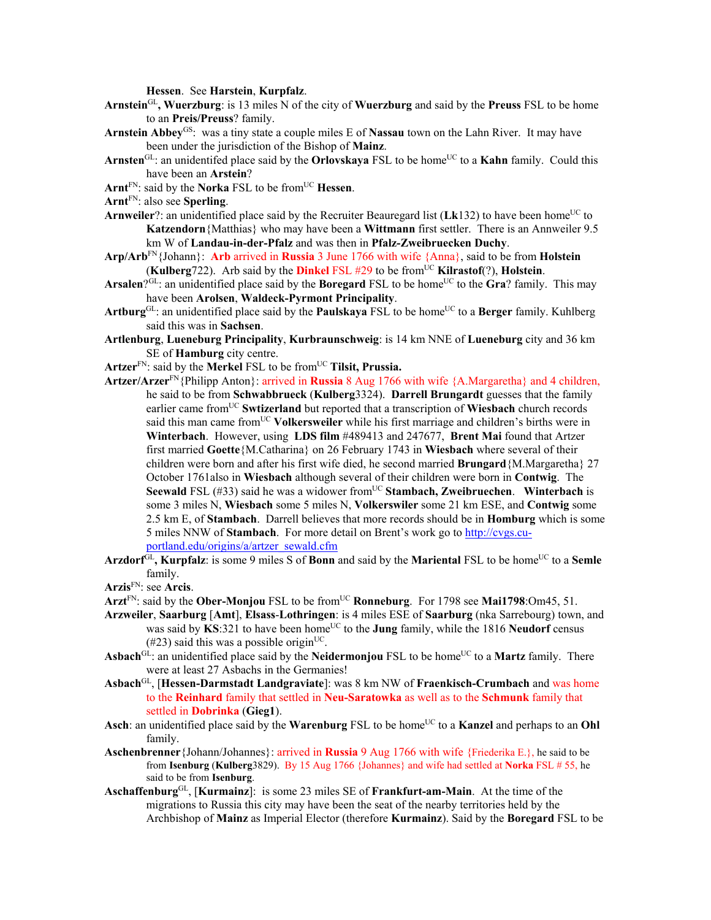**Hessen**. See **Harstein**, **Kurpfalz**.

**Arnstein**[GL]**, Wuerzburg**: is 13 miles N of the city of **Wuerzburg** and said by the **Preuss** FSL to be home to an **Preis/Preuss**? family.

**Arnstein Abbey**[GS]: was a tiny state a couple miles E of **Nassau** town on the Lahn River. It may have been under the jurisdiction of the Bishop of **Mainz**.

**Arnsten**[GL]: an unidentifed place said by the **Orlovskaya** FSL to be home[UC] to a **Kahn** family. Could this have been an **Arstein**?

**Arnt**[FN]: said by the **Norka** FSL to be from[UC] **Hessen**.

**Arnt**[FN]: also see **Sperling**.

**Arnweiler**?: an unidentified place said by the Recruiter Beauregard list (**Lk**132) to have been home[UC] to **Katzendorn**{Matthias} who may have been a **Wittmann** first settler. There is an Annweiler 9.5 km W of **Landau-in-der-Pfalz** and was then in **Pfalz-Zweibruecken Duchy**.

**Arp/Arb**[FN]{Johann}: **Arb** arrived in **Russia** 3 June 1766 with wife {Anna}, said to be from **Holstein** (**Kulberg**722). Arb said by the **Dinkel** FSL #29 to be from[UC] **Kilrastof**(?), **Holstein**.

**Arsalen**?[GL]: an unidentified place said by the **Boregard** FSL to be home[UC] to the **Gra**? family. This may have been **Arolsen**, **Waldeck-Pyrmont Principality**.

**Artburg**[GL]: an unidentified place said by the **Paulskaya** FSL to be home[UC] to a **Berger** family. Kuhlberg said this was in **Sachsen**.

**Artlenburg**, **Lueneburg Principality**, **Kurbraunschweig**: is 14 km NNE of **Lueneburg** city and 36 km SE of **Hamburg** city centre.

**Artzer**[FN]: said by the **Merkel** FSL to be from[UC] **Tilsit, Prussia.**

**Artzer/Arzer**[FN]{Philipp Anton}: arrived in **Russia** 8 Aug 1766 with wife {A.Margaretha} and 4 children, he said to be from **Schwabbrueck** (**Kulberg**3324). **Darrell Brungardt** guesses that the family earlier came from[UC] **Swtizerland** but reported that a transcription of **Wiesbach** church records said this man came from[UC] **Volkersweiler** while his first marriage and children's births were in **Winterbach**. However, using **LDS film** #489413 and 247677, **Brent Mai** found that Artzer first married **Goette**{M.Catharina} on 26 February 1743 in **Wiesbach** where several of their children were born and after his first wife died, he second married **Brungard**{M.Margaretha} 27 October 1761also in **Wiesbach** although several of their children were born in **Contwig**. The **Seewald** FSL (#33) said he was a widower from[UC] **Stambach, Zweibruechen**. **Winterbach** is some 3 miles N, **Wiesbach** some 5 miles N, **Volkerswiler** some 21 km ESE, and **Contwig** some 2.5 km E, of **Stambach**. Darrell believes that more records should be in **Homburg** which is some 5 miles NNW of **Stambach**. For more detail on Brent's work go to http://cvgs.cu-portland.edu/origins/a/artzer_sewald.cfm

**Arzdorf**[GL]**, Kurpfalz**: is some 9 miles S of **Bonn** and said by the **Mariental** FSL to be home[UC] to a **Semle** family.

**Arzis**[FN]: see **Arcis**.

**Arzt**[FN]: said by the **Ober-Monjou** FSL to be from[UC] **Ronneburg**. For 1798 see **Mai1798**:Om45, 51.

**Arzweiler**, **Saarburg** [**Amt**], **Elsass-Lothringen**: is 4 miles ESE of **Saarburg** (nka Sarrebourg) town, and was said by **KS**:321 to have been home[UC] to the **Jung** family, while the 1816 **Neudorf** census (#23) said this was a possible origin[UC].

**Asbach**[GL]: an unidentified place said by the **Neidermonjou** FSL to be home[UC] to a **Martz** family. There were at least 27 Asbachs in the Germanies!

**Asbach**[GL], [**Hessen-Darmstadt Landgraviate**]: was 8 km NW of **Fraenkisch-Crumbach** and was home to the **Reinhard** family that settled in **Neu-Saratowka** as well as to the **Schmunk** family that settled in **Dobrinka** (**Gieg1**).

**Asch**: an unidentified place said by the **Warenburg** FSL to be home[UC] to a **Kanzel** and perhaps to an **Ohl** family.

**Aschenbrenner**{Johann/Johannes}: arrived in **Russia** 9 Aug 1766 with wife {Friederika E.}, he said to be from **Isenburg** (**Kulberg**3829). By 15 Aug 1766 {Johannes} and wife had settled at **Norka** FSL # 55, he said to be from **Isenburg**.

**Aschaffenburg**[GL], [**Kurmainz**]: is some 23 miles SE of **Frankfurt-am-Main**. At the time of the migrations to Russia this city may have been the seat of the nearby territories held by the Archbishop of **Mainz** as Imperial Elector (therefore **Kurmainz**). Said by the **Boregard** FSL to be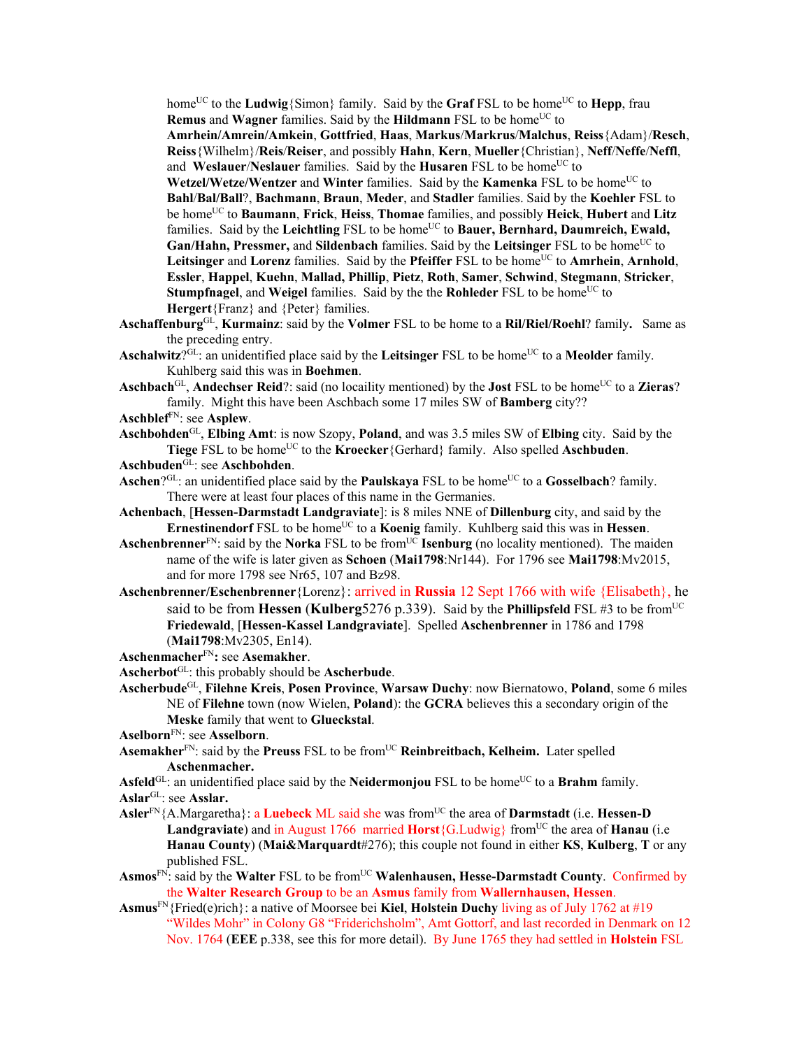home[UC] to the **Ludwig**{Simon} family. Said by the **Graf** FSL to be home[UC] to **Hepp**, frau **Remus** and **Wagner** families. Said by the **Hildmann** FSL to be home[UC] to **Amrhein/Amrein/Amkein**, **Gottfried**, **Haas**, **Markus**/**Markrus**/**Malchus**, **Reiss**{Adam}/**Resch**, **Reiss**{Wilhelm}/**Reis**/**Reiser**, and possibly **Hahn**, **Kern**, **Mueller**{Christian}, **Neff**/**Neffe**/**Neffl**, and **Weslauer**/**Neslauer** families. Said by the **Husaren** FSL to be home[UC] to **Wetzel/Wetze/Wentzer** and **Winter** families. Said by the **Kamenka** FSL to be home[UC] to **Bahl**/**Bal/Ball**?, **Bachmann**, **Braun**, **Meder**, and **Stadler** families. Said by the **Koehler** FSL to be home[UC] to **Baumann**, **Frick**, **Heiss**, **Thomae** families, and possibly **Heick**, **Hubert** and **Litz** families. Said by the **Leichtling** FSL to be home[UC] to **Bauer, Bernhard, Daumreich, Ewald, Gan/Hahn, Pressmer,** and **Sildenbach** families. Said by the **Leitsinger** FSL to be home[UC] to **Leitsinger** and **Lorenz** families. Said by the **Pfeiffer** FSL to be home[UC] to **Amrhein**, **Arnhold**, **Essler**, **Happel**, **Kuehn**, **Mallad, Phillip**, **Pietz**, **Roth**, **Samer**, **Schwind**, **Stegmann**, **Stricker**, **Stumpfnagel**, and **Weigel** families. Said by the the **Rohleder** FSL to be home[UC] to **Hergert**{Franz} and {Peter} families.

**Aschaffenburg**[GL], **Kurmainz**: said by the **Volmer** FSL to be home to a **Ril/Riel/Roehl**? family**.** Same as the preceding entry.

**Aschalwitz**?[GL]: an unidentified place said by the **Leitsinger** FSL to be home[UC] to a **Meolder** family. Kuhlberg said this was in **Boehmen**.

**Aschbach**[GL], **Andechser Reid**?: said (no locaility mentioned) by the **Jost** FSL to be home[UC] to a **Zieras**? family. Might this have been Aschbach some 17 miles SW of **Bamberg** city??

**Aschblef**[FN]: see **Asplew**.

**Aschbohden**[GL], **Elbing Amt**: is now Szopy, **Poland**, and was 3.5 miles SW of **Elbing** city. Said by the **Tiege** FSL to be home[UC] to the **Kroecker**{Gerhard} family. Also spelled **Aschbuden**.

**Aschbuden**[GL]: see **Aschbohden**.

**Aschen**?[GL]: an unidentified place said by the **Paulskaya** FSL to be home[UC] to a **Gosselbach**? family. There were at least four places of this name in the Germanies.

**Achenbach**, [**Hessen-Darmstadt Landgraviate**]: is 8 miles NNE of **Dillenburg** city, and said by the **Ernestinendorf** FSL to be home[UC] to a **Koenig** family. Kuhlberg said this was in **Hessen**.

**Aschenbrenner**[FN]: said by the **Norka** FSL to be from[UC] **Isenburg** (no locality mentioned). The maiden name of the wife is later given as **Schoen** (**Mai1798**:Nr144). For 1796 see **Mai1798**:Mv2015, and for more 1798 see Nr65, 107 and Bz98.

**Aschenbrenner/Eschenbrenner**{Lorenz}: arrived in **Russia** 12 Sept 1766 with wife {Elisabeth}, he said to be from **Hessen** (**Kulberg**5276 p.339). Said by the **Phillipsfeld** FSL #3 to be from[UC] **Friedewald**, [**Hessen-Kassel Landgraviate**]. Spelled **Aschenbrenner** in 1786 and 1798 (**Mai1798**:Mv2305, En14).

**Aschenmacher**[FN]**:** see **Asemakher**.

**Ascherbot**[GL]: this probably should be **Ascherbude**.

**Ascherbude**[GL], **Filehne Kreis**, **Posen Province**, **Warsaw Duchy**: now Biernatowo, **Poland**, some 6 miles NE of **Filehne** town (now Wielen, **Poland**): the **GCRA** believes this a secondary origin of the **Meske** family that went to **Glueckstal**.

**Aselborn**[FN]: see **Asselborn**.

**Asemakher**[FN]: said by the **Preuss** FSL to be from[UC] **Reinbreitbach, Kelheim.** Later spelled **Aschenmacher.**

**Asfeld**[GL]: an unidentified place said by the **Neidermonjou** FSL to be home[UC] to a **Brahm** family.

**Aslar**[GL]: see **Asslar.**

**Asler**[FN]{A.Margaretha}: a **Luebeck** ML said she was from[UC] the area of **Darmstadt** (i.e. **Hessen-D Landgraviate**) and in August 1766 married **Horst**{G.Ludwig} from[UC] the area of **Hanau** (i.e **Hanau County**) (**Mai&Marquardt**#276); this couple not found in either **KS**, **Kulberg**, **T** or any published FSL.

**Asmos**[FN]: said by the **Walter** FSL to be from[UC] **Walenhausen, Hesse-Darmstadt County**. Confirmed by the **Walter Research Group** to be an **Asmus** family from **Wallernhausen, Hessen**.

**Asmus**[FN]{Fried(e)rich}: a native of Moorsee bei **Kiel**, **Holstein Duchy** living as of July 1762 at #19 "Wildes Mohr" in Colony G8 "Friderichsholm", Amt Gottorf, and last recorded in Denmark on 12 Nov. 1764 (**EEE** p.338, see this for more detail). By June 1765 they had settled in **Holstein** FSL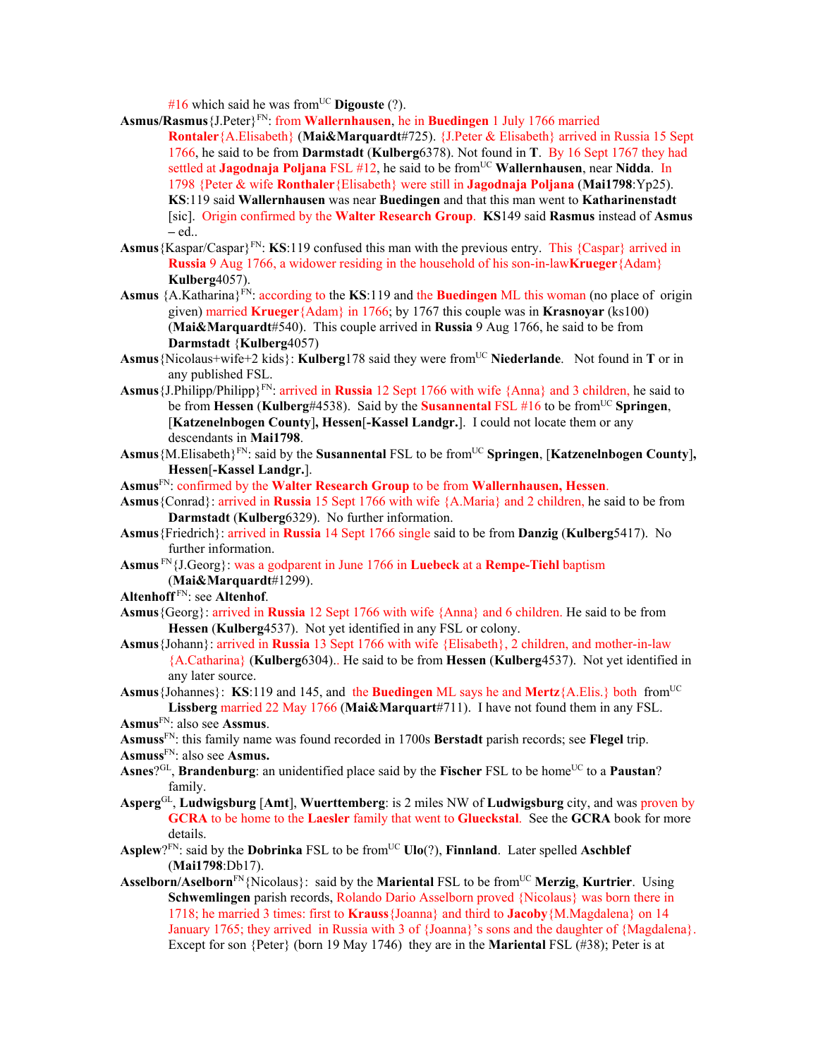#16 which said he was from[UC] **Digouste** (?).

**Asmus/Rasmus**{J.Peter}[FN]: from **Wallernhausen**, he in **Buedingen** 1 July 1766 married **Rontaler**{A.Elisabeth} (**Mai&Marquardt**#725). {J.Peter & Elisabeth} arrived in Russia 15 Sept 1766, he said to be from **Darmstadt** (**Kulberg**6378). Not found in **T**. By 16 Sept 1767 they had settled at **Jagodnaja Poljana** FSL #12, he said to be from[UC] **Wallernhausen**, near **Nidda**. In 1798 {Peter & wife **Ronthaler**{Elisabeth} were still in **Jagodnaja Poljana** (**Mai1798**:Yp25). **KS**:119 said **Wallernhausen** was near **Buedingen** and that this man went to **Katharinenstadt** [sic]. Origin confirmed by the **Walter Research Group**. **KS**149 said **Rasmus** instead of **Asmus** – ed..

**Asmus**{Kaspar/Caspar}[FN]: **KS**:119 confused this man with the previous entry. This {Caspar} arrived in **Russia** 9 Aug 1766, a widower residing in the household of his son-in-law**Krueger**{Adam} **Kulberg**4057).

**Asmus** {A.Katharina}[FN]: according to the **KS**:119 and the **Buedingen** ML this woman (no place of origin given) married **Krueger**{Adam} in 1766; by 1767 this couple was in **Krasnoyar** (ks100) (**Mai&Marquardt**#540). This couple arrived in **Russia** 9 Aug 1766, he said to be from **Darmstadt** {**Kulberg**4057)

**Asmus**{Nicolaus+wife+2 kids}: **Kulberg**178 said they were from[UC] **Niederlande**. Not found in **T** or in any published FSL.

**Asmus**{J.Philipp/Philipp}[FN]: arrived in **Russia** 12 Sept 1766 with wife {Anna} and 3 children, he said to be from **Hessen** (**Kulberg**#4538). Said by the **Susannental** FSL #16 to be from[UC] **Springen**, [**Katzenelnbogen County**]**, Hessen**[**-Kassel Landgr.**]. I could not locate them or any descendants in **Mai1798**.

**Asmus**{M.Elisabeth}[FN]: said by the **Susannental** FSL to be from[UC] **Springen**, [**Katzenelnbogen County**]**, Hessen**[**-Kassel Landgr.**].

**Asmus**[FN]: confirmed by the **Walter Research Group** to be from **Wallernhausen, Hessen**.

**Asmus**{Conrad}: arrived in **Russia** 15 Sept 1766 with wife {A.Maria} and 2 children, he said to be from **Darmstadt** (**Kulberg**6329). No further information.

**Asmus**{Friedrich}: arrived in **Russia** 14 Sept 1766 single said to be from **Danzig** (**Kulberg**5417). No further information.

**Asmus** [FN]{J.Georg}: was a godparent in June 1766 in **Luebeck** at a **Rempe-Tiehl** baptism (**Mai&Marquardt**#1299).

**Altenhoff** [FN]: see **Altenhof**.

**Asmus**{Georg}: arrived in **Russia** 12 Sept 1766 with wife {Anna} and 6 children. He said to be from **Hessen** (**Kulberg**4537). Not yet identified in any FSL or colony.

**Asmus**{Johann}: arrived in **Russia** 13 Sept 1766 with wife {Elisabeth}, 2 children, and mother-in-law {A.Catharina} (**Kulberg**6304).. He said to be from **Hessen** (**Kulberg**4537). Not yet identified in any later source.

**Asmus**{Johannes}: **KS**:119 and 145, and the **Buedingen** ML says he and **Mertz**{A.Elis.} both from[UC] **Lissberg** married 22 May 1766 (**Mai&Marquart**#711). I have not found them in any FSL.

**Asmus**[FN]: also see **Assmus**.

**Asmuss**[FN]: this family name was found recorded in 1700s **Berstadt** parish records; see **Flegel** trip.

**Asmuss**[FN]: also see **Asmus.**

**Asnes**?[GL], **Brandenburg**: an unidentified place said by the **Fischer** FSL to be home[UC] to a **Paustan**? family.

**Asperg**[GL], **Ludwigsburg** [**Amt**], **Wuerttemberg**: is 2 miles NW of **Ludwigsburg** city, and was proven by **GCRA** to be home to the **Laesler** family that went to **Glueckstal**. See the **GCRA** book for more details.

**Asplew**?[FN]: said by the **Dobrinka** FSL to be from[UC] **Ulo**(?), **Finnland**. Later spelled **Aschblef** (**Mai1798**:Db17).

**Asselborn/Aselborn**[FN]{Nicolaus}: said by the **Mariental** FSL to be from[UC] **Merzig**, **Kurtrier**. Using **Schwemlingen** parish records, Rolando Dario Asselborn proved {Nicolaus} was born there in 1718; he married 3 times: first to **Krauss**{Joanna} and third to **Jacoby**{M.Magdalena} on 14 January 1765; they arrived in Russia with 3 of {Joanna}'s sons and the daughter of {Magdalena}. Except for son {Peter} (born 19 May 1746) they are in the **Mariental** FSL (#38); Peter is at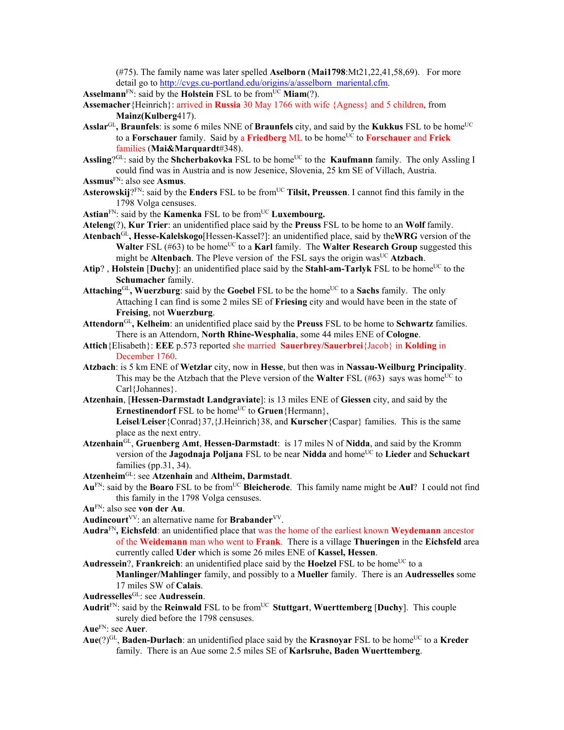(#75). The family name was later spelled **Aselborn** (**Mai1798**:Mt21,22,41,58,69). For more detail go to http://cvgs.cu-portland.edu/origins/a/asselborn_mariental.cfm.

**Asselmann**[FN]: said by the **Holstein** FSL to be from[UC] **Miam**(?).

**Assemacher**{Heinrich}: arrived in **Russia** 30 May 1766 with wife {Agness} and 5 children, from **Mainz(Kulberg**417).

**Asslar**[GL]**, Braunfels**: is some 6 miles NNE of **Braunfels** city, and said by the **Kukkus** FSL to be home[UC] to a **Forschauer** family. Said by a **Friedberg** ML to be home[UC] to **Forschauer** and **Frick** families (**Mai&Marquardt**#348).

**Assling**?[GL]: said by the **Shcherbakovka** FSL to be home[UC] to the **Kaufmann** family. The only Assling I could find was in Austria and is now Jesenice, Slovenia, 25 km SE of Villach, Austria.

**Assmus**[FN]: also see **Asmus**.

**Asterowskij**?[FN]: said by the **Enders** FSL to be from[UC] **Tilsit, Preussen**. I cannot find this family in the 1798 Volga censuses.

**Astian**[FN]: said by the **Kamenka** FSL to be from[UC] **Luxembourg.**

**Ateleng**(?), **Kur Trier**: an unidentified place said by the **Preuss** FSL to be home to an **Wolf** family.

**Atenbach**[GL]**, Hesse-Kalelskogo**[Hessen-Kassel?]: an unidentified place, said by the**WRG** version of the **Walter** FSL (#63) to be home[UC] to a **Karl** family. The **Walter Research Group** suggested this might be **Altenbach**. The Pleve version of the FSL says the origin was[UC] **Atzbach**.

**Atip**? , **Holstein** [**Duchy**]: an unidentified place said by the **Stahl-am-Tarlyk** FSL to be home[UC] to the **Schumacher** family.

**Attaching**[GL]**, Wuerzburg**: said by the **Goebel** FSL to be the home[UC] to a **Sachs** family. The only Attaching I can find is some 2 miles SE of **Friesing** city and would have been in the state of **Freising**, not **Wuerzburg**.

**Attendorn**[GL]**, Kelheim**: an unidentified place said by the **Preuss** FSL to be home to **Schwartz** families. There is an Attendorn, **North Rhine-Wesphalia**, some 44 miles ENE of **Cologne**.

**Attich**{Elisabeth}: **EEE** p.573 reported she married **Sauerbrey/Sauerbrei**{Jacob} in **Kolding** in December 1760.

**Atzbach**: is 5 km ENE of **Wetzlar** city, now in **Hesse**, but then was in **Nassau-Weilburg Principality**. This may be the Atzbach that the Pleve version of the **Walter** FSL (#63) says was home[UC] to Carl{Johannes}.

**Atzenhain**, [**Hessen-Darmstadt Landgraviate**]: is 13 miles ENE of **Giessen** city, and said by the **Ernestinendorf** FSL to be home[UC] to **Gruen**{Hermann}, **Leisel**/**Leiser**{Conrad}37,{J.Heinrich}38, and **Kurscher**{Caspar} families. This is the same place as the next entry.

**Atzenhain**[GL], **Gruenberg Amt**, **Hessen-Darmstadt**: is 17 miles N of **Nidda**, and said by the Kromm version of the **Jagodnaja Poljana** FSL to be near **Nidda** and home[UC] to **Lieder** and **Schuckart** families (pp.31, 34).

**Atzenheim**[GL]: see **Atzenhain** and **Altheim, Darmstadt**.

**Au**[FN]: said by the **Boaro** FSL to be from[UC] **Bleicherode**. This family name might be **Aul**? I could not find this family in the 1798 Volga censuses.

**Au**[FN]: also see **von der Au**.

**Audincourt**[VV]: an alternative name for **Brabander**[VV].

**Audra**[FN]**, Eichsfeld**: an unidentified place that was the home of the earliest known **Weydemann** ancestor of the **Weidemann** man who went to **Frank**. There is a village **Thueringen** in the **Eichsfeld** area currently called **Uder** which is some 26 miles ENE of **Kassel, Hessen**.

**Audressein**?, **Frankreich**: an unidentified place said by the **Hoelzel** FSL to be home[UC] to a **Manlinger/Mahlinger** family, and possibly to a **Mueller** family. There is an **Audresselles** some 17 miles SW of **Calais**.

**Audresselles**[GL]: see **Audressein**.

**Audrit**[FN]: said by the **Reinwald** FSL to be from[UC] **Stuttgart**, **Wuerttemberg** [**Duchy**]. This couple surely died before the 1798 censuses.

**Aue**[FN]: see **Auer**.

**Aue**(?)[GL], **Baden-Durlach**: an unidentified place said by the **Krasnoyar** FSL to be home[UC] to a **Kreder** family. There is an Aue some 2.5 miles SE of **Karlsruhe, Baden Wuerttemberg**.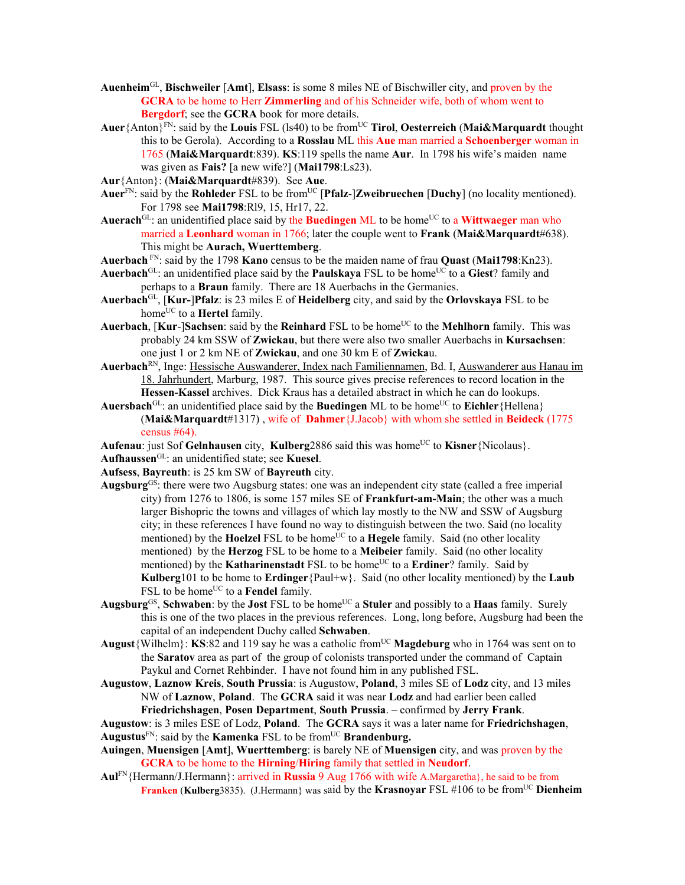**Auenheim**[GL], **Bischweiler** [**Amt**], **Elsass**: is some 8 miles NE of Bischwiller city, and proven by the **GCRA** to be home to Herr **Zimmerling** and of his Schneider wife, both of whom went to **Bergdorf**; see the **GCRA** book for more details.

**Auer**{Anton}[FN]: said by the **Louis** FSL (ls40) to be from[UC] **Tirol**, **Oesterreich** (**Mai&Marquardt** thought this to be Gerola). According to a **Rosslau** ML this **Aue** man married a **Schoenberger** woman in 1765 (**Mai&Marquardt**:839). **KS**:119 spells the name **Aur**. In 1798 his wife's maiden name was given as **Fais?** [a new wife?] (**Mai1798**:Ls23).

**Aur**{Anton}: (**Mai&Marquardt**#839). See **Aue**.

**Auer**[FN]: said by the **Rohleder** FSL to be from[UC] [**Pfalz**-]**Zweibruechen** [**Duchy**] (no locality mentioned). For 1798 see **Mai1798**:Rl9, 15, Hr17, 22.

**Auerach**[GL]: an unidentified place said by the **Buedingen** ML to be home[UC] to a **Wittwaeger** man who married a **Leonhard** woman in 1766; later the couple went to **Frank** (**Mai&Marquardt**#638). This might be **Aurach, Wuerttemberg**.

**Auerbach** [FN]: said by the 1798 **Kano** census to be the maiden name of frau **Quast** (**Mai1798**:Kn23).

**Auerbach**[GL]: an unidentified place said by the **Paulskaya** FSL to be home[UC] to a **Giest**? family and perhaps to a **Braun** family. There are 18 Auerbachs in the Germanies.

**Auerbach**[GL], [**Kur-**]**Pfalz**: is 23 miles E of **Heidelberg** city, and said by the **Orlovskaya** FSL to be home[UC] to a **Hertel** family.

**Auerbach**, [**Kur**-]**Sachsen**: said by the **Reinhard** FSL to be home[UC] to the **Mehlhorn** family. This was probably 24 km SSW of **Zwickau**, but there were also two smaller Auerbachs in **Kursachsen**: one just 1 or 2 km NE of **Zwickau**, and one 30 km E of **Zwicka**u.

**Auerbach**[RN], Inge: Hessische Auswanderer, Index nach Familiennamen, Bd. I, Auswanderer aus Hanau im 18. Jahrhundert, Marburg, 1987. This source gives precise references to record location in the **Hessen-Kassel** archives. Dick Kraus has a detailed abstract in which he can do lookups.

**Auersbach**[GL]: an unidentified place said by the **Buedingen** ML to be home[UC] to **Eichler**{Hellena} (**Mai&Marquardt**#1317) , wife of **Dahmer**{J.Jacob} with whom she settled in **Beideck** (1775 census #64).

**Aufenau**: just Sof **Gelnhausen** city, **Kulberg**2886 said this was home[UC] to **Kisner**{Nicolaus}.

**Aufhaussen**[GL]: an unidentified state; see **Kuesel**.

**Aufsess**, **Bayreuth**: is 25 km SW of **Bayreuth** city.

**Augsburg**[GS]: there were two Augsburg states: one was an independent city state (called a free imperial city) from 1276 to 1806, is some 157 miles SE of **Frankfurt-am-Main**; the other was a much larger Bishopric the towns and villages of which lay mostly to the NW and SSW of Augsburg city; in these references I have found no way to distinguish between the two. Said (no locality mentioned) by the **Hoelzel** FSL to be home[UC] to a **Hegele** family. Said (no other locality mentioned) by the **Herzog** FSL to be home to a **Meibeier** family. Said (no other locality mentioned) by the **Katharinenstadt** FSL to be home[UC] to a **Erdiner**? family. Said by **Kulberg**101 to be home to **Erdinger**{Paul+w}. Said (no other locality mentioned) by the **Laub** FSL to be home[UC] to a **Fendel** family.

**Augsburg**[GS], **Schwaben**: by the **Jost** FSL to be home[UC] a **Stuler** and possibly to a **Haas** family. Surely this is one of the two places in the previous references. Long, long before, Augsburg had been the capital of an independent Duchy called **Schwaben**.

**August**{Wilhelm}: **KS**:82 and 119 say he was a catholic from[UC] **Magdeburg** who in 1764 was sent on to the **Saratov** area as part of the group of colonists transported under the command of Captain Paykul and Cornet Rehbinder. I have not found him in any published FSL.

**Augustow**, **Laznow Kreis**, **South Prussia**: is Augustow, **Poland**, 3 miles SE of **Lodz** city, and 13 miles NW of **Laznow**, **Poland**. The **GCRA** said it was near **Lodz** and had earlier been called **Friedrichshagen**, **Posen Department**, **South Prussia**. – confirmed by **Jerry Frank**.

**Augustow**: is 3 miles ESE of Lodz, **Poland**. The **GCRA** says it was a later name for **Friedrichshagen**,

**Augustus**[FN]: said by the **Kamenka** FSL to be from[UC] **Brandenburg.**

**Auingen**, **Muensigen** [**Amt**], **Wuerttemberg**: is barely NE of **Muensigen** city, and was proven by the **GCRA** to be home to the **Hirning**/**Hiring** family that settled in **Neudorf**.

**Aul**[FN]{Hermann/J.Hermann}: arrived in **Russia** 9 Aug 1766 with wife A.Margaretha}, he said to be from **Franken** (**Kulberg**3835). (J.Hermann} was said by the **Krasnoyar** FSL #106 to be from[UC] **Dienheim**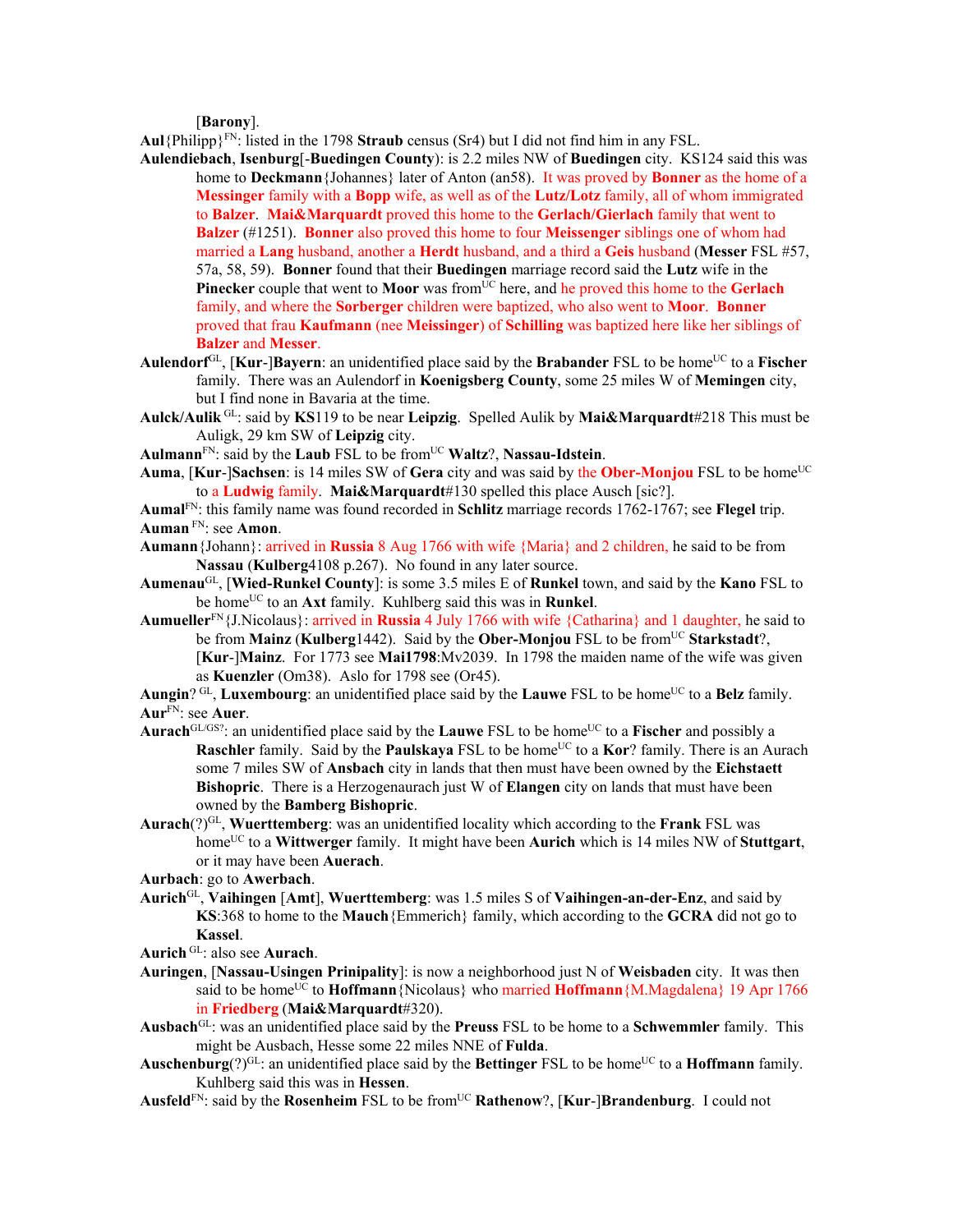[**Barony**].

**Aul**{Philipp}[FN]: listed in the 1798 **Straub** census (Sr4) but I did not find him in any FSL.

**Aulendiebach**, **Isenburg**[-**Buedingen County**): is 2.2 miles NW of **Buedingen** city. KS124 said this was home to **Deckmann**{Johannes} later of Anton (an58). It was proved by **Bonner** as the home of a **Messinger** family with a **Bopp** wife, as well as of the **Lutz/Lotz** family, all of whom immigrated to **Balzer**. **Mai&Marquardt** proved this home to the **Gerlach/Gierlach** family that went to **Balzer** (#1251). **Bonner** also proved this home to four **Meissenger** siblings one of whom had married a **Lang** husband, another a **Herdt** husband, and a third a **Geis** husband (**Messer** FSL #57, 57a, 58, 59). **Bonner** found that their **Buedingen** marriage record said the **Lutz** wife in the **Pinecker** couple that went to **Moor** was from[UC] here, and he proved this home to the **Gerlach** family, and where the **Sorberger** children were baptized, who also went to **Moor**. **Bonner** proved that frau **Kaufmann** (nee **Meissinger**) of **Schilling** was baptized here like her siblings of **Balzer** and **Messer**.

**Aulendorf**[GL], [**Kur**-]**Bayern**: an unidentified place said by the **Brabander** FSL to be home[UC] to a **Fischer** family. There was an Aulendorf in **Koenigsberg County**, some 25 miles W of **Memingen** city, but I find none in Bavaria at the time.

**Aulck/Aulik** [GL]: said by **KS**119 to be near **Leipzig**. Spelled Aulik by **Mai&Marquardt**#218 This must be Auligk, 29 km SW of **Leipzig** city.

**Aulmann**[FN]: said by the **Laub** FSL to be from[UC] **Waltz**?, **Nassau-Idstein**.

**Auma**, [**Kur**-]**Sachsen**: is 14 miles SW of **Gera** city and was said by the **Ober-Monjou** FSL to be home[UC] to a **Ludwig** family. **Mai&Marquardt**#130 spelled this place Ausch [sic?].

**Aumal**[FN]: this family name was found recorded in **Schlitz** marriage records 1762-1767; see **Flegel** trip.

**Auman** [FN]: see **Amon**.

**Aumann**{Johann}: arrived in **Russia** 8 Aug 1766 with wife {Maria} and 2 children, he said to be from **Nassau** (**Kulberg**4108 p.267). No found in any later source.

**Aumenau**[GL], [**Wied-Runkel County**]: is some 3.5 miles E of **Runkel** town, and said by the **Kano** FSL to be home[UC] to an **Axt** family. Kuhlberg said this was in **Runkel**.

**Aumueller**[FN]{J.Nicolaus}: arrived in **Russia** 4 July 1766 with wife {Catharina} and 1 daughter, he said to be from **Mainz** (**Kulberg**1442). Said by the **Ober-Monjou** FSL to be from[UC] **Starkstadt**?, [**Kur**-]**Mainz**. For 1773 see **Mai1798**:Mv2039. In 1798 the maiden name of the wife was given as **Kuenzler** (Om38). Aslo for 1798 see (Or45).

**Aungin**? [GL], **Luxembourg**: an unidentified place said by the **Lauwe** FSL to be home[UC] to a **Belz** family.

**Aur**[FN]: see **Auer**.

**Aurach**[GL/GS?]: an unidentified place said by the **Lauwe** FSL to be home[UC] to a **Fischer** and possibly a **Raschler** family. Said by the **Paulskaya** FSL to be home[UC] to a **Kor**? family. There is an Aurach some 7 miles SW of **Ansbach** city in lands that then must have been owned by the **Eichstaett Bishopric**. There is a Herzogenaurach just W of **Elangen** city on lands that must have been owned by the **Bamberg Bishopric**.

**Aurach**(?)[GL], **Wuerttemberg**: was an unidentified locality which according to the **Frank** FSL was home[UC] to a **Wittwerger** family. It might have been **Aurich** which is 14 miles NW of **Stuttgart**, or it may have been **Auerach**.

**Aurbach**: go to **Awerbach**.

**Aurich**[GL], **Vaihingen** [**Amt**], **Wuerttemberg**: was 1.5 miles S of **Vaihingen-an-der-Enz**, and said by **KS**:368 to home to the **Mauch**{Emmerich} family, which according to the **GCRA** did not go to **Kassel**.

**Aurich** [GL]: also see **Aurach**.

**Auringen**, [**Nassau-Usingen Prinipality**]: is now a neighborhood just N of **Weisbaden** city. It was then said to be home[UC] to **Hoffmann**{Nicolaus} who married **Hoffmann**{M.Magdalena} 19 Apr 1766 in **Friedberg** (**Mai&Marquardt**#320).

**Ausbach**[GL]: was an unidentified place said by the **Preuss** FSL to be home to a **Schwemmler** family. This might be Ausbach, Hesse some 22 miles NNE of **Fulda**.

**Auschenburg**(?)[GL]: an unidentified place said by the **Bettinger** FSL to be home[UC] to a **Hoffmann** family. Kuhlberg said this was in **Hessen**.

**Ausfeld**[FN]: said by the **Rosenheim** FSL to be from[UC] **Rathenow**?, [**Kur**-]**Brandenburg**. I could not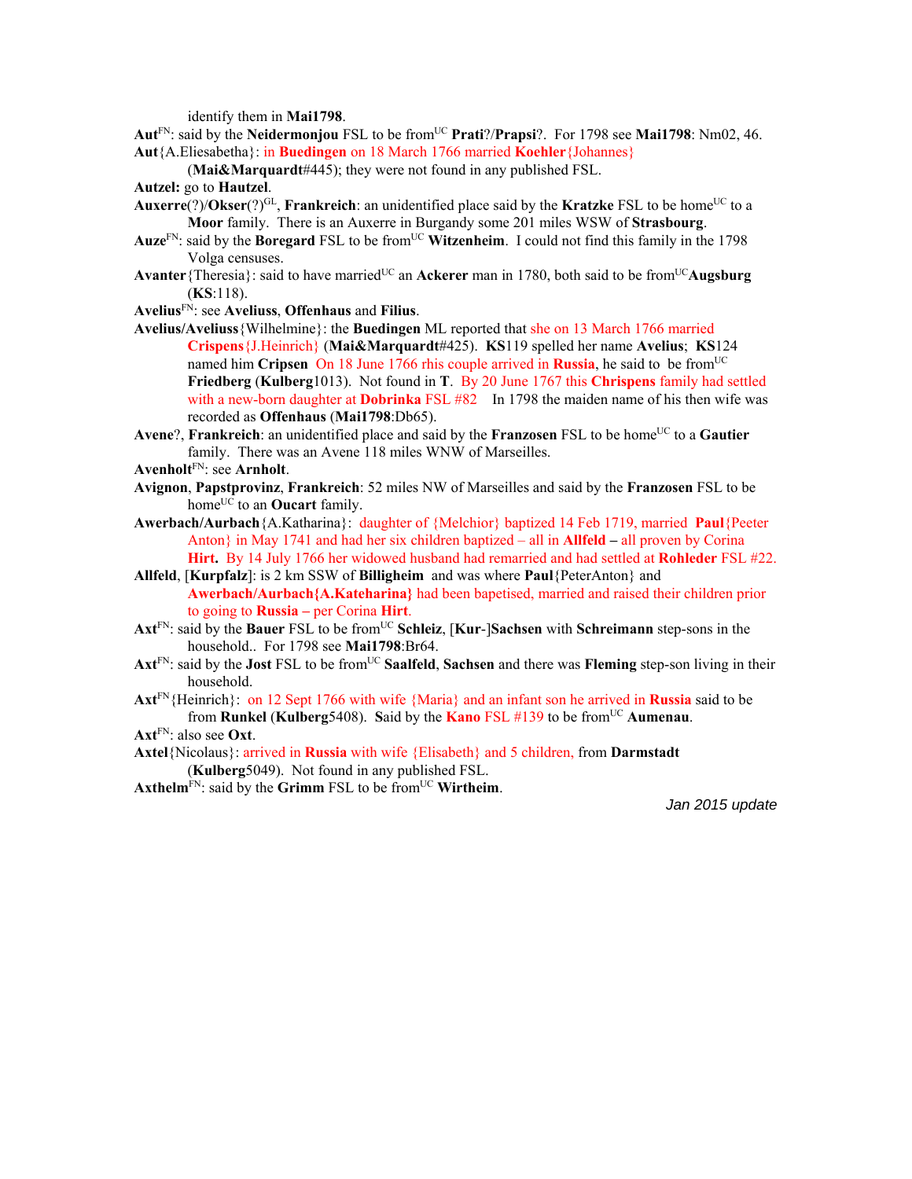identify them in **Mai1798**.

**Aut**[FN]: said by the **Neidermonjou** FSL to be from[UC] **Prati**?/**Prapsi**?. For 1798 see **Mai1798**: Nm02, 46.

**Aut**{A.Eliesabetha}: in **Buedingen** on 18 March 1766 married **Koehler**{Johannes} (**Mai&Marquardt**#445); they were not found in any published FSL.

**Autzel:** go to **Hautzel**.

**Auxerre**(?)/**Okser**(?)[GL], **Frankreich**: an unidentified place said by the **Kratzke** FSL to be home[UC] to a **Moor** family. There is an Auxerre in Burgandy some 201 miles WSW of **Strasbourg**.

**Auze**[FN]: said by the **Boregard** FSL to be from[UC] **Witzenheim**. I could not find this family in the 1798 Volga censuses.

**Avanter**{Theresia}: said to have married[UC] an **Ackerer** man in 1780, both said to be from[UC]**Augsburg** (**KS**:118).

**Avelius**[FN]: see **Aveliuss**, **Offenhaus** and **Filius**.

**Avelius/Aveliuss**{Wilhelmine}: the **Buedingen** ML reported that she on 13 March 1766 married **Crispens**{J.Heinrich} (**Mai&Marquardt**#425). **KS**119 spelled her name **Avelius**; **KS**124 named him **Cripsen** On 18 June 1766 rhis couple arrived in **Russia**, he said to be from[UC] **Friedberg** (**Kulberg**1013). Not found in **T**. By 20 June 1767 this **Chrispens** family had settled with a new-born daughter at **Dobrinka** FSL #82 In 1798 the maiden name of his then wife was recorded as **Offenhaus** (**Mai1798**:Db65).

**Avene**?, **Frankreich**: an unidentified place and said by the **Franzosen** FSL to be home[UC] to a **Gautier** family. There was an Avene 118 miles WNW of Marseilles.

**Avenholt**[FN]: see **Arnholt**.

**Avignon**, **Papstprovinz**, **Frankreich**: 52 miles NW of Marseilles and said by the **Franzosen** FSL to be home[UC] to an **Oucart** family.

**Awerbach/Aurbach**{A.Katharina}: daughter of {Melchior} baptized 14 Feb 1719, married **Paul**{Peeter Anton} in May 1741 and had her six children baptized – all in **Allfeld** – all proven by Corina **Hirt.** By 14 July 1766 her widowed husband had remarried and had settled at **Rohleder** FSL #22.

**Allfeld**, [**Kurpfalz**]: is 2 km SSW of **Billigheim** and was where **Paul**{PeterAnton} and **Awerbach/Aurbach{A.Kateharina}** had been bapetised, married and raised their children prior to going to **Russia – per** Corina **Hirt**.

**Axt**[FN]: said by the **Bauer** FSL to be from[UC] **Schleiz**, [**Kur**-]**Sachsen** with **Schreimann** step-sons in the household.. For 1798 see **Mai1798**:Br64.

**Axt**[FN]: said by the **Jost** FSL to be from[UC] **Saalfeld**, **Sachsen** and there was **Fleming** step-son living in their household.

**Axt**[FN]{Heinrich}: on 12 Sept 1766 with wife {Maria} and an infant son he arrived in **Russia** said to be from **Runkel** (**Kulberg**5408). **S**aid by the **Kano** FSL #139 to be from[UC] **Aumenau**.

**Axt**[FN]: also see **Oxt**.

**Axtel**{Nicolaus}: arrived in **Russia** with wife {Elisabeth} and 5 children, from **Darmstadt** (**Kulberg**5049). Not found in any published FSL.

**Axthelm**[FN]: said by the **Grimm** FSL to be from[UC] **Wirtheim**.

*Jan 2015 update*